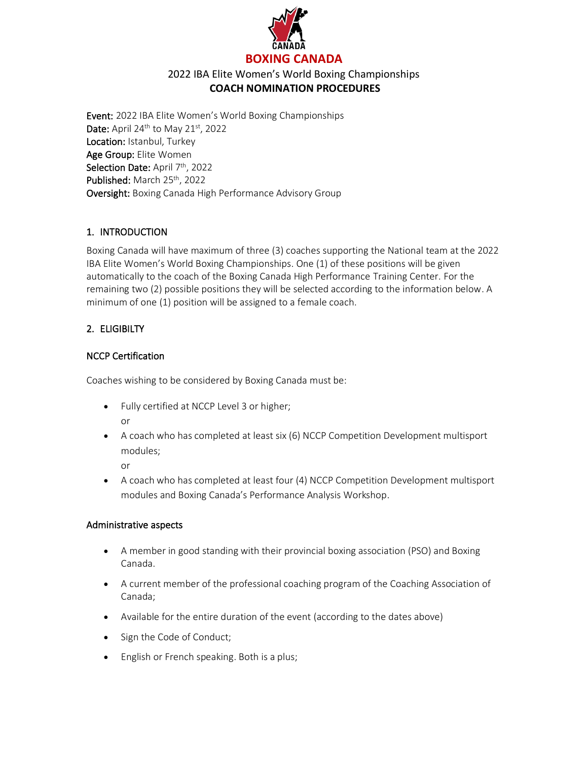# BOXING CANADA

2022 IBA Elite Women's World Boxing Championships

**COACH NOMINATION PROCEDURES**

**Event:** 2022 IBA Elite Women's World Boxing Championships
**Date:** April 24th to May 21st, 2022
**Location:** Istanbul, Turkey
**Age Group:** Elite Women
**Selection Date:** April 7th, 2022
**Published:** March 25th, 2022
**Oversight:** Boxing Canada High Performance Advisory Group

## 1. INTRODUCTION

Boxing Canada will have maximum of three (3) coaches supporting the National team at the 2022 IBA Elite Women's World Boxing Championships. One (1) of these positions will be given automatically to the coach of the Boxing Canada High Performance Training Center. For the remaining two (2) possible positions they will be selected according to the information below. A minimum of one (1) position will be assigned to a female coach.

## 2. ELIGIBILTY

### NCCP Certification

Coaches wishing to be considered by Boxing Canada must be:

- Fully certified at NCCP Level 3 or higher;
  or
- A coach who has completed at least six (6) NCCP Competition Development multisport modules;
  or
- A coach who has completed at least four (4) NCCP Competition Development multisport modules and Boxing Canada's Performance Analysis Workshop.

### Administrative aspects

- A member in good standing with their provincial boxing association (PSO) and Boxing Canada.
- A current member of the professional coaching program of the Coaching Association of Canada;
- Available for the entire duration of the event (according to the dates above)
- Sign the Code of Conduct;
- English or French speaking. Both is a plus;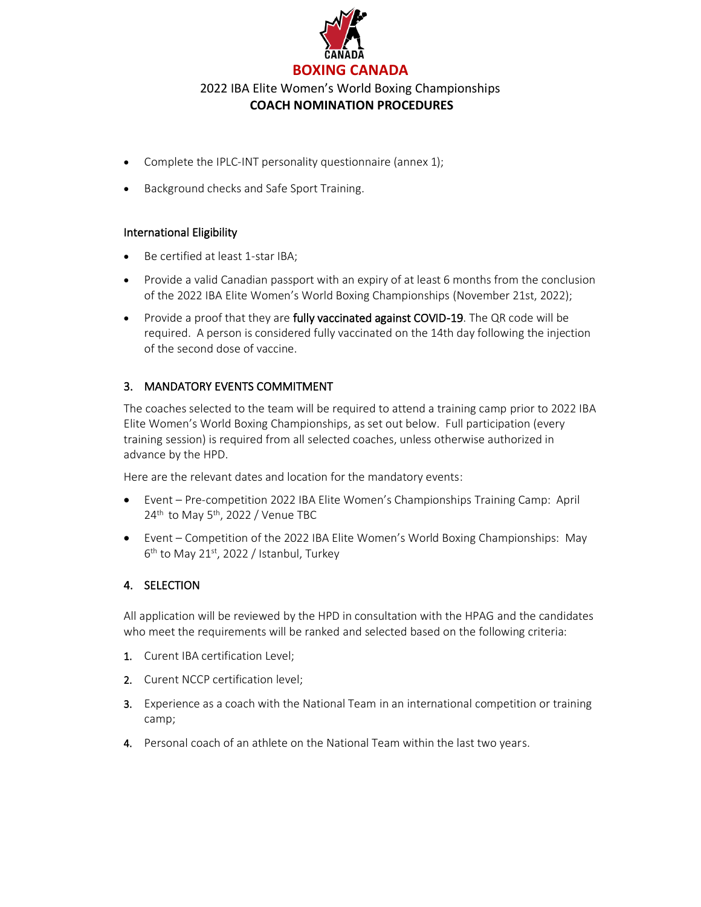- Complete the IPLC-INT personality questionnaire (annex 1);
- Background checks and Safe Sport Training.

### International Eligibility

- Be certified at least 1-star IBA;
- Provide a valid Canadian passport with an expiry of at least 6 months from the conclusion of the 2022 IBA Elite Women's World Boxing Championships (November 21st, 2022);
- Provide a proof that they are **fully vaccinated against COVID-19**. The QR code will be required. A person is considered fully vaccinated on the 14th day following the injection of the second dose of vaccine.

## 3. MANDATORY EVENTS COMMITMENT

The coaches selected to the team will be required to attend a training camp prior to 2022 IBA Elite Women's World Boxing Championships, as set out below. Full participation (every training session) is required from all selected coaches, unless otherwise authorized in advance by the HPD.

Here are the relevant dates and location for the mandatory events:

- Event – Pre-competition 2022 IBA Elite Women's Championships Training Camp: April 24th to May 5th, 2022 / Venue TBC
- Event – Competition of the 2022 IBA Elite Women's World Boxing Championships: May 6th to May 21st, 2022 / Istanbul, Turkey

## 4. SELECTION

All application will be reviewed by the HPD in consultation with the HPAG and the candidates who meet the requirements will be ranked and selected based on the following criteria:

1. Curent IBA certification Level;
2. Curent NCCP certification level;
3. Experience as a coach with the National Team in an international competition or training camp;
4. Personal coach of an athlete on the National Team within the last two years.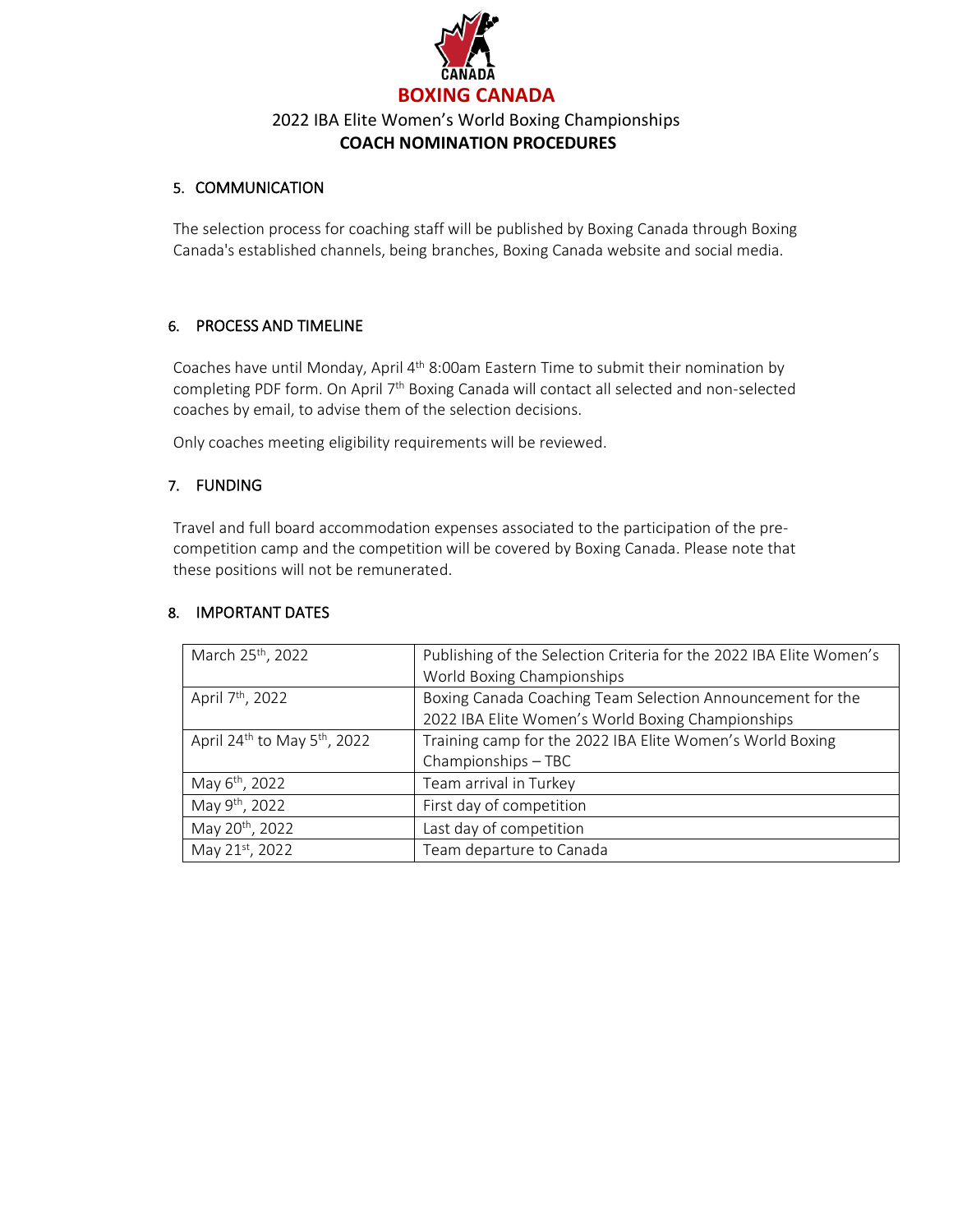**BOXING CANADA**

2022 IBA Elite Women's World Boxing Championships

**COACH NOMINATION PROCEDURES**

## 5. COMMUNICATION

The selection process for coaching staff will be published by Boxing Canada through Boxing Canada's established channels, being branches, Boxing Canada website and social media.

## 6. PROCESS AND TIMELINE

Coaches have until Monday, April 4th 8:00am Eastern Time to submit their nomination by completing PDF form. On April 7th Boxing Canada will contact all selected and non-selected coaches by email, to advise them of the selection decisions.

Only coaches meeting eligibility requirements will be reviewed.

## 7. FUNDING

Travel and full board accommodation expenses associated to the participation of the pre-competition camp and the competition will be covered by Boxing Canada. Please note that these positions will not be remunerated.

## 8. IMPORTANT DATES

| | |
|---|---|
| March 25th, 2022 | Publishing of the Selection Criteria for the 2022 IBA Elite Women's World Boxing Championships |
| April 7th, 2022 | Boxing Canada Coaching Team Selection Announcement for the 2022 IBA Elite Women's World Boxing Championships |
| April 24th to May 5th, 2022 | Training camp for the 2022 IBA Elite Women's World Boxing Championships – TBC |
| May 6th, 2022 | Team arrival in Turkey |
| May 9th, 2022 | First day of competition |
| May 20th, 2022 | Last day of competition |
| May 21st, 2022 | Team departure to Canada |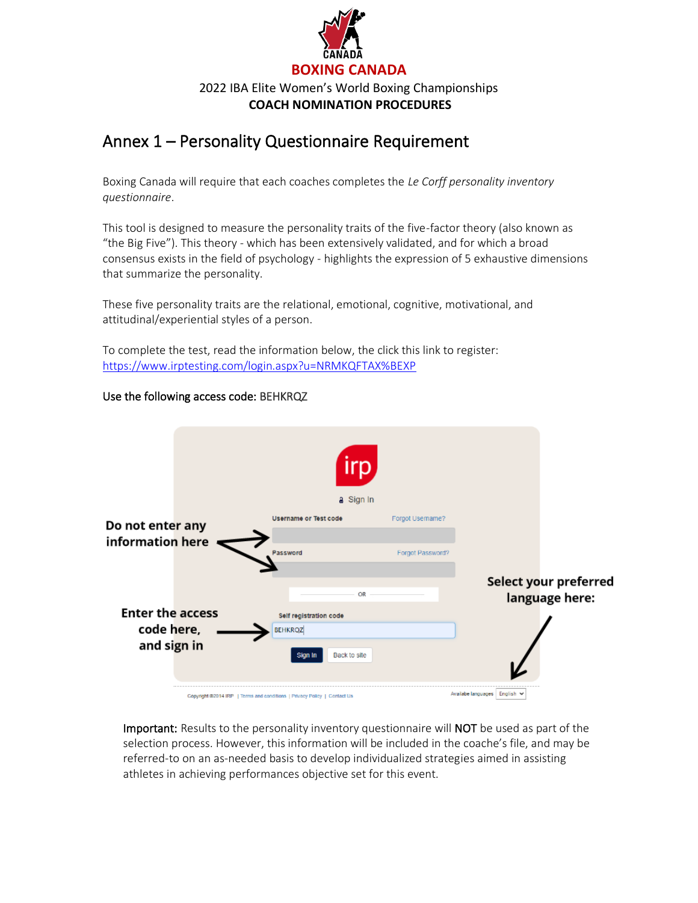BOXING CANADA

2022 IBA Elite Women's World Boxing Championships

**COACH NOMINATION PROCEDURES**

## Annex 1 – Personality Questionnaire Requirement

Boxing Canada will require that each coaches completes the *Le Corff personality inventory questionnaire*.

This tool is designed to measure the personality traits of the five-factor theory (also known as "the Big Five"). This theory - which has been extensively validated, and for which a broad consensus exists in the field of psychology - highlights the expression of 5 exhaustive dimensions that summarize the personality.

These five personality traits are the relational, emotional, cognitive, motivational, and attitudinal/experiential styles of a person.

To complete the test, read the information below, the click this link to register: https://www.irptesting.com/login.aspx?u=NRMKQFTAX%BEXP

Use the following access code: BEHKRQZ

Do not enter any information here

Enter the access code here, and sign in

Select your preferred language here:

**Important:** Results to the personality inventory questionnaire will **NOT** be used as part of the selection process. However, this information will be included in the coache's file, and may be referred-to on an as-needed basis to develop individualized strategies aimed in assisting athletes in achieving performances objective set for this event.